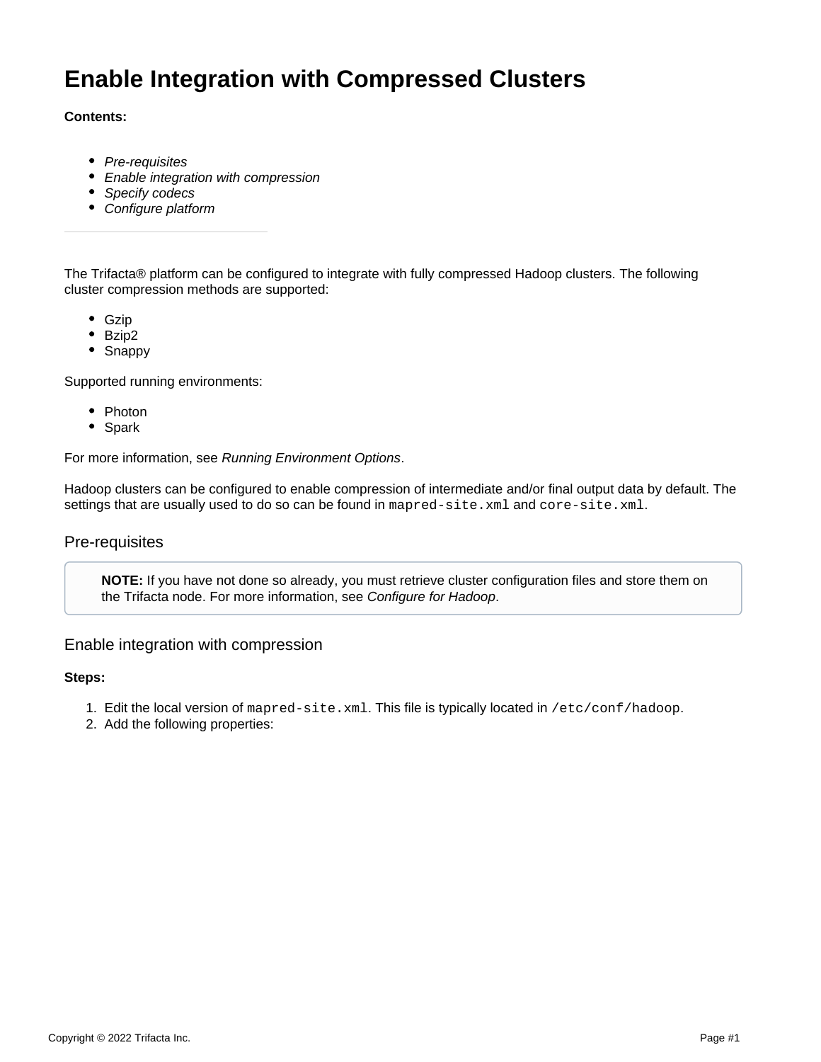# Enable Integration with Compressed Clusters

**Contents:**

- *Pre-requisites*
- *Enable integration with compression*
- *Specify codecs*
- *Configure platform*

---

The Trifacta® platform can be configured to integrate with fully compressed Hadoop clusters. The following cluster compression methods are supported:

- Gzip
- Bzip2
- Snappy

Supported running environments:

- Photon
- Spark

For more information, see *Running Environment Options*.

Hadoop clusters can be configured to enable compression of intermediate and/or final output data by default. The settings that are usually used to do so can be found in `mapred-site.xml` and `core-site.xml`.

## Pre-requisites

> **NOTE:** If you have not done so already, you must retrieve cluster configuration files and store them on the Trifacta node. For more information, see *Configure for Hadoop*.

## Enable integration with compression

**Steps:**

1. Edit the local version of `mapred-site.xml`. This file is typically located in `/etc/conf/hadoop`.
2. Add the following properties: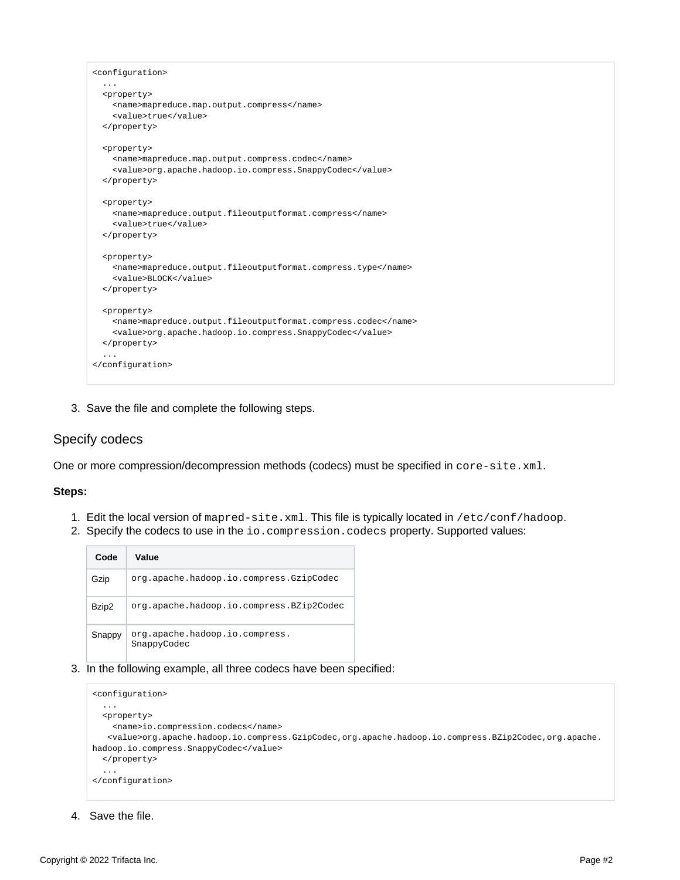```
<configuration>
  ...
  <property>
    <name>mapreduce.map.output.compress</name>
    <value>true</value>
  </property>

  <property>
    <name>mapreduce.map.output.compress.codec</name>
    <value>org.apache.hadoop.io.compress.SnappyCodec</value>
  </property>

  <property>
    <name>mapreduce.output.fileoutputformat.compress</name>
    <value>true</value>
  </property>

  <property>
    <name>mapreduce.output.fileoutputformat.compress.type</name>
    <value>BLOCK</value>
  </property>

  <property>
    <name>mapreduce.output.fileoutputformat.compress.codec</name>
    <value>org.apache.hadoop.io.compress.SnappyCodec</value>
  </property>
  ...
</configuration>
```

3. Save the file and complete the following steps.

## Specify codecs

One or more compression/decompression methods (codecs) must be specified in `core-site.xml`.

**Steps:**

1. Edit the local version of `mapred-site.xml`. This file is typically located in `/etc/conf/hadoop`.
2. Specify the codecs to use in the `io.compression.codecs` property. Supported values:

| Code | Value |
| --- | --- |
| Gzip | `org.apache.hadoop.io.compress.GzipCodec` |
| Bzip2 | `org.apache.hadoop.io.compress.BZip2Codec` |
| Snappy | `org.apache.hadoop.io.compress.SnappyCodec` |

3. In the following example, all three codecs have been specified:

```
<configuration>
  ...
  <property>
    <name>io.compression.codecs</name>
   <value>org.apache.hadoop.io.compress.GzipCodec,org.apache.hadoop.io.compress.BZip2Codec,org.apache.hadoop.io.compress.SnappyCodec</value>
  </property>
  ...
</configuration>
```

4. Save the file.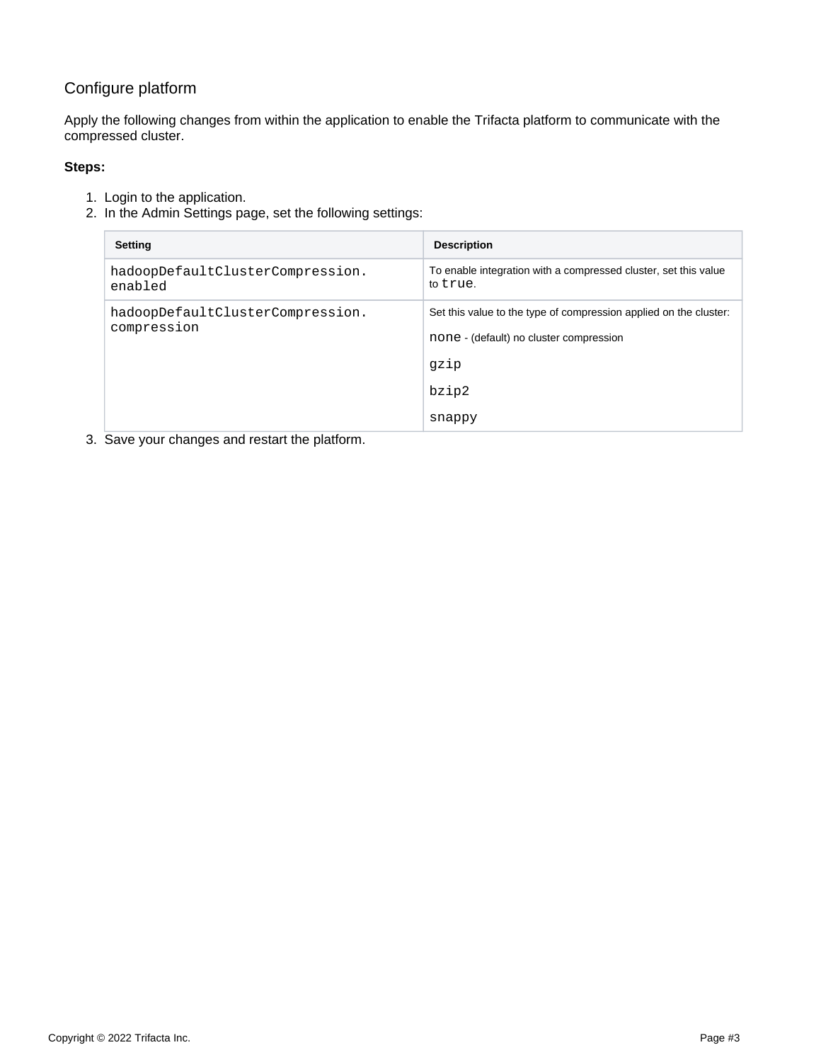## Configure platform

Apply the following changes from within the application to enable the Trifacta platform to communicate with the compressed cluster.

**Steps:**

1. Login to the application.
2. In the Admin Settings page, set the following settings:

| Setting | Description |
|---|---|
| `hadoopDefaultClusterCompression.enabled` | To enable integration with a compressed cluster, set this value to `true`. |
| `hadoopDefaultClusterCompression.compression` | Set this value to the type of compression applied on the cluster:<br>`none` - (default) no cluster compression<br>`gzip`<br>`bzip2`<br>`snappy` |

3. Save your changes and restart the platform.